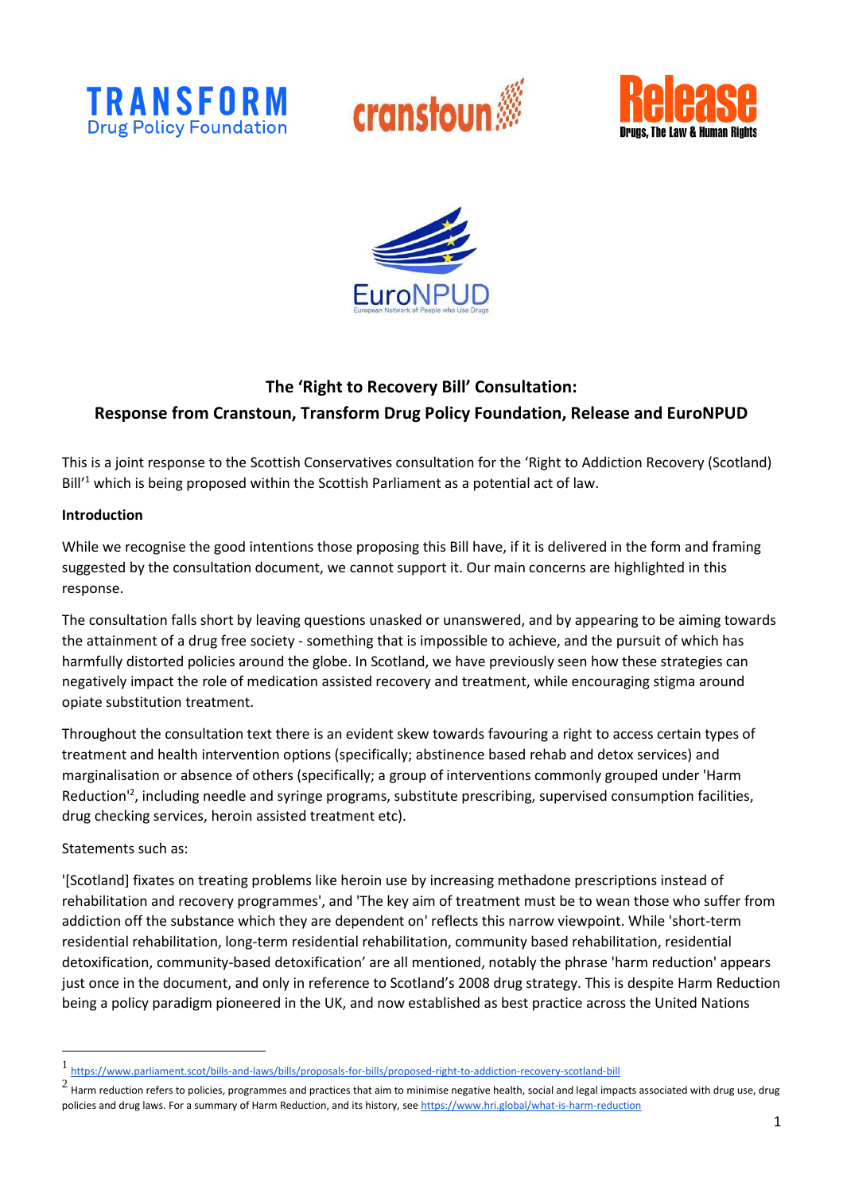## The 'Right to Recovery Bill' Consultation:
## Response from Cranstoun, Transform Drug Policy Foundation, Release and EuroNPUD

This is a joint response to the Scottish Conservatives consultation for the 'Right to Addiction Recovery (Scotland) Bill'[1] which is being proposed within the Scottish Parliament as a potential act of law.

**Introduction**

While we recognise the good intentions those proposing this Bill have, if it is delivered in the form and framing suggested by the consultation document, we cannot support it. Our main concerns are highlighted in this response.

The consultation falls short by leaving questions unasked or unanswered, and by appearing to be aiming towards the attainment of a drug free society - something that is impossible to achieve, and the pursuit of which has harmfully distorted policies around the globe. In Scotland, we have previously seen how these strategies can negatively impact the role of medication assisted recovery and treatment, while encouraging stigma around opiate substitution treatment.

Throughout the consultation text there is an evident skew towards favouring a right to access certain types of treatment and health intervention options (specifically; abstinence based rehab and detox services) and marginalisation or absence of others (specifically; a group of interventions commonly grouped under 'Harm Reduction'[2], including needle and syringe programs, substitute prescribing, supervised consumption facilities, drug checking services, heroin assisted treatment etc).

Statements such as:

'[Scotland] fixates on treating problems like heroin use by increasing methadone prescriptions instead of rehabilitation and recovery programmes', and 'The key aim of treatment must be to wean those who suffer from addiction off the substance which they are dependent on' reflects this narrow viewpoint. While 'short-term residential rehabilitation, long-term residential rehabilitation, community based rehabilitation, residential detoxification, community-based detoxification' are all mentioned, notably the phrase 'harm reduction' appears just once in the document, and only in reference to Scotland's 2008 drug strategy. This is despite Harm Reduction being a policy paradigm pioneered in the UK, and now established as best practice across the United Nations

---

[1] https://www.parliament.scot/bills-and-laws/bills/proposals-for-bills/proposed-right-to-addiction-recovery-scotland-bill

[2] Harm reduction refers to policies, programmes and practices that aim to minimise negative health, social and legal impacts associated with drug use, drug policies and drug laws. For a summary of Harm Reduction, and its history, see https://www.hri.global/what-is-harm-reduction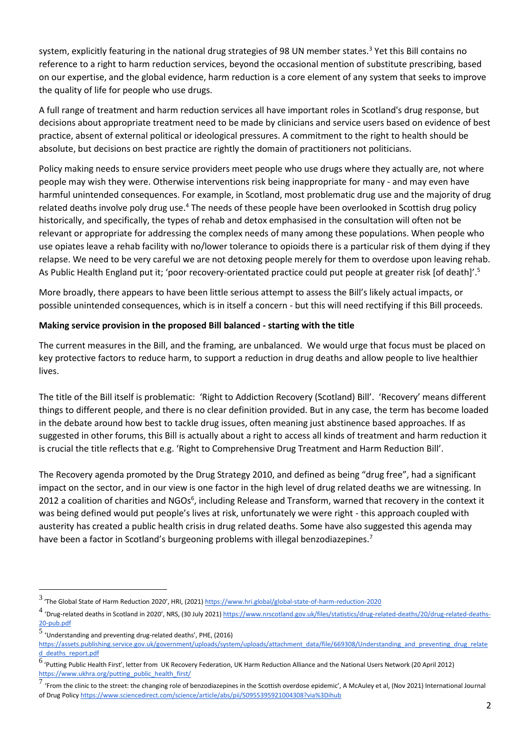system, explicitly featuring in the national drug strategies of 98 UN member states.[3] Yet this Bill contains no reference to a right to harm reduction services, beyond the occasional mention of substitute prescribing, based on our expertise, and the global evidence, harm reduction is a core element of any system that seeks to improve the quality of life for people who use drugs.

A full range of treatment and harm reduction services all have important roles in Scotland's drug response, but decisions about appropriate treatment need to be made by clinicians and service users based on evidence of best practice, absent of external political or ideological pressures. A commitment to the right to health should be absolute, but decisions on best practice are rightly the domain of practitioners not politicians.

Policy making needs to ensure service providers meet people who use drugs where they actually are, not where people may wish they were. Otherwise interventions risk being inappropriate for many - and may even have harmful unintended consequences. For example, in Scotland, most problematic drug use and the majority of drug related deaths involve poly drug use.[4] The needs of these people have been overlooked in Scottish drug policy historically, and specifically, the types of rehab and detox emphasised in the consultation will often not be relevant or appropriate for addressing the complex needs of many among these populations. When people who use opiates leave a rehab facility with no/lower tolerance to opioids there is a particular risk of them dying if they relapse. We need to be very careful we are not detoxing people merely for them to overdose upon leaving rehab. As Public Health England put it; 'poor recovery-orientated practice could put people at greater risk [of death]'.[5]

More broadly, there appears to have been little serious attempt to assess the Bill's likely actual impacts, or possible unintended consequences, which is in itself a concern - but this will need rectifying if this Bill proceeds.

**Making service provision in the proposed Bill balanced - starting with the title**

The current measures in the Bill, and the framing, are unbalanced. We would urge that focus must be placed on key protective factors to reduce harm, to support a reduction in drug deaths and allow people to live healthier lives.

The title of the Bill itself is problematic: 'Right to Addiction Recovery (Scotland) Bill'. 'Recovery' means different things to different people, and there is no clear definition provided. But in any case, the term has become loaded in the debate around how best to tackle drug issues, often meaning just abstinence based approaches. If as suggested in other forums, this Bill is actually about a right to access all kinds of treatment and harm reduction it is crucial the title reflects that e.g. 'Right to Comprehensive Drug Treatment and Harm Reduction Bill'.

The Recovery agenda promoted by the Drug Strategy 2010, and defined as being "drug free", had a significant impact on the sector, and in our view is one factor in the high level of drug related deaths we are witnessing. In 2012 a coalition of charities and NGOs[6], including Release and Transform, warned that recovery in the context it was being defined would put people's lives at risk, unfortunately we were right - this approach coupled with austerity has created a public health crisis in drug related deaths. Some have also suggested this agenda may have been a factor in Scotland's burgeoning problems with illegal benzodiazepines.[7]

---

[3] 'The Global State of Harm Reduction 2020', HRI, (2021) https://www.hri.global/global-state-of-harm-reduction-2020

[4] 'Drug-related deaths in Scotland in 2020', NRS, (30 July 2021) https://www.nrscotland.gov.uk/files/statistics/drug-related-deaths/20/drug-related-deaths-20-pub.pdf

[5] 'Understanding and preventing drug-related deaths', PHE, (2016) https://assets.publishing.service.gov.uk/government/uploads/system/uploads/attachment_data/file/669308/Understanding_and_preventing_drug_related_deaths_report.pdf

[6] 'Putting Public Health First', letter from UK Recovery Federation, UK Harm Reduction Alliance and the National Users Network (20 April 2012) https://www.ukhra.org/putting_public_health_first/

[7] 'From the clinic to the street: the changing role of benzodiazepines in the Scottish overdose epidemic', A McAuley et al, (Nov 2021) International Journal of Drug Policy https://www.sciencedirect.com/science/article/abs/pii/S0955395921004308?via%3Dihub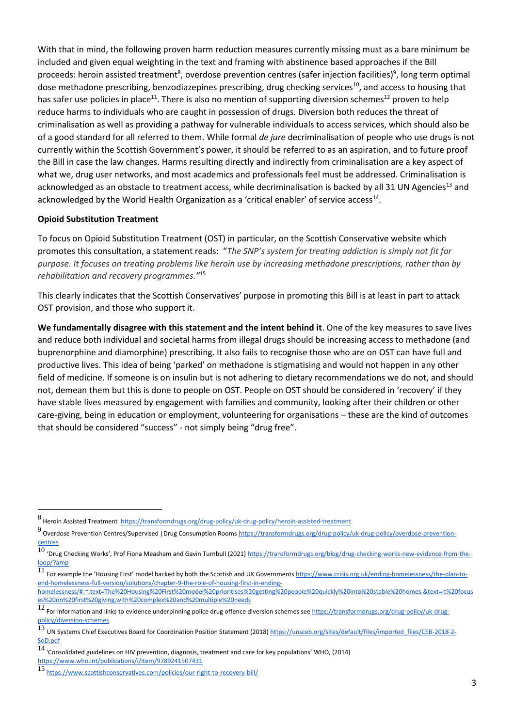With that in mind, the following proven harm reduction measures currently missing must as a bare minimum be included and given equal weighting in the text and framing with abstinence based approaches if the Bill proceeds: heroin assisted treatment[8], overdose prevention centres (safer injection facilities)[9], long term optimal dose methadone prescribing, benzodiazepines prescribing, drug checking services[10], and access to housing that has safer use policies in place[11]. There is also no mention of supporting diversion schemes[12] proven to help reduce harms to individuals who are caught in possession of drugs. Diversion both reduces the threat of criminalisation as well as providing a pathway for vulnerable individuals to access services, which should also be of a good standard for all referred to them. While formal *de jure* decriminalisation of people who use drugs is not currently within the Scottish Government's power, it should be referred to as an aspiration, and to future proof the Bill in case the law changes. Harms resulting directly and indirectly from criminalisation are a key aspect of what we, drug user networks, and most academics and professionals feel must be addressed. Criminalisation is acknowledged as an obstacle to treatment access, while decriminalisation is backed by all 31 UN Agencies[13] and acknowledged by the World Health Organization as a 'critical enabler' of service access[14].

**Opioid Substitution Treatment**

To focus on Opioid Substitution Treatment (OST) in particular, on the Scottish Conservative website which promotes this consultation, a statement reads: "*The SNP's system for treating addiction is simply not fit for purpose. It focuses on treating problems like heroin use by increasing methadone prescriptions, rather than by rehabilitation and recovery programmes.*"[15]

This clearly indicates that the Scottish Conservatives' purpose in promoting this Bill is at least in part to attack OST provision, and those who support it.

**We fundamentally disagree with this statement and the intent behind it**. One of the key measures to save lives and reduce both individual and societal harms from illegal drugs should be increasing access to methadone (and buprenorphine and diamorphine) prescribing. It also fails to recognise those who are on OST can have full and productive lives. This idea of being 'parked' on methadone is stigmatising and would not happen in any other field of medicine. If someone is on insulin but is not adhering to dietary recommendations we do not, and should not, demean them but this is done to people on OST. People on OST should be considered in 'recovery' if they have stable lives measured by engagement with families and community, looking after their children or other care-giving, being in education or employment, volunteering for organisations – these are the kind of outcomes that should be considered "success" - not simply being "drug free".

---

[8] Heroin Assisted Treatment https://transformdrugs.org/drug-policy/uk-drug-policy/heroin-assisted-treatment

[9] Overdose Prevention Centres/Supervised |Drug Consumption Rooms https://transformdrugs.org/drug-policy/uk-drug-policy/overdose-prevention-centres

[10] 'Drug Checking Works', Prof Fiona Measham and Gavin Turnbull (2021) https://transformdrugs.org/blog/drug-checking-works-new-evidence-from-the-loop/?amp

[11] For example the 'Housing First' model backed by both the Scottish and UK Governments https://www.crisis.org.uk/ending-homelessness/the-plan-to-end-homelessness-full-version/solutions/chapter-9-the-role-of-housing-first-in-ending-homelessness/#:~:text=The%20Housing%20First%20model%20prioritises%20getting%20people%20quickly%20into%20stable%20homes.&text=It%20focuses%20on%20first%20giving,with%20complex%20and%20multiple%20needs

[12] For information and links to evidence underpinning police drug offence diversion schemes see https://transformdrugs.org/drug-policy/uk-drug-policy/diversion-schemes

[13] UN Systems Chief Executives Board for Coordination Position Statement (2018) https://unsceb.org/sites/default/files/imported_files/CEB-2018-2-SoD.pdf

[14] 'Consolidated guidelines on HIV prevention, diagnosis, treatment and care for key populations' WHO, (2014) https://www.who.int/publications/i/item/9789241507431

[15] https://www.scottishconservatives.com/policies/our-right-to-recovery-bill/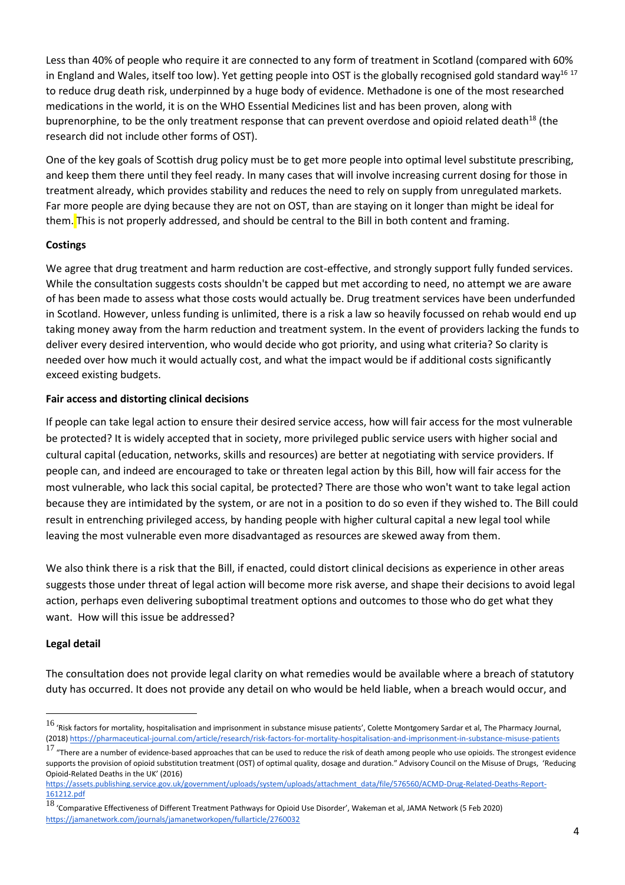Less than 40% of people who require it are connected to any form of treatment in Scotland (compared with 60% in England and Wales, itself too low). Yet getting people into OST is the globally recognised gold standard way[16] [17] to reduce drug death risk, underpinned by a huge body of evidence. Methadone is one of the most researched medications in the world, it is on the WHO Essential Medicines list and has been proven, along with buprenorphine, to be the only treatment response that can prevent overdose and opioid related death[18] (the research did not include other forms of OST).

One of the key goals of Scottish drug policy must be to get more people into optimal level substitute prescribing, and keep them there until they feel ready. In many cases that will involve increasing current dosing for those in treatment already, which provides stability and reduces the need to rely on supply from unregulated markets. Far more people are dying because they are not on OST, than are staying on it longer than might be ideal for them. This is not properly addressed, and should be central to the Bill in both content and framing.

**Costings**

We agree that drug treatment and harm reduction are cost-effective, and strongly support fully funded services. While the consultation suggests costs shouldn't be capped but met according to need, no attempt we are aware of has been made to assess what those costs would actually be. Drug treatment services have been underfunded in Scotland. However, unless funding is unlimited, there is a risk a law so heavily focussed on rehab would end up taking money away from the harm reduction and treatment system. In the event of providers lacking the funds to deliver every desired intervention, who would decide who got priority, and using what criteria? So clarity is needed over how much it would actually cost, and what the impact would be if additional costs significantly exceed existing budgets.

**Fair access and distorting clinical decisions**

If people can take legal action to ensure their desired service access, how will fair access for the most vulnerable be protected? It is widely accepted that in society, more privileged public service users with higher social and cultural capital (education, networks, skills and resources) are better at negotiating with service providers. If people can, and indeed are encouraged to take or threaten legal action by this Bill, how will fair access for the most vulnerable, who lack this social capital, be protected? There are those who won't want to take legal action because they are intimidated by the system, or are not in a position to do so even if they wished to. The Bill could result in entrenching privileged access, by handing people with higher cultural capital a new legal tool while leaving the most vulnerable even more disadvantaged as resources are skewed away from them.

We also think there is a risk that the Bill, if enacted, could distort clinical decisions as experience in other areas suggests those under threat of legal action will become more risk averse, and shape their decisions to avoid legal action, perhaps even delivering suboptimal treatment options and outcomes to those who do get what they want. How will this issue be addressed?

**Legal detail**

The consultation does not provide legal clarity on what remedies would be available where a breach of statutory duty has occurred. It does not provide any detail on who would be held liable, when a breach would occur, and

---

[16] 'Risk factors for mortality, hospitalisation and imprisonment in substance misuse patients', Colette Montgomery Sardar et al, The Pharmacy Journal, (2018) https://pharmaceutical-journal.com/article/research/risk-factors-for-mortality-hospitalisation-and-imprisonment-in-substance-misuse-patients

[17] "There are a number of evidence-based approaches that can be used to reduce the risk of death among people who use opioids. The strongest evidence supports the provision of opioid substitution treatment (OST) of optimal quality, dosage and duration." Advisory Council on the Misuse of Drugs, 'Reducing Opioid-Related Deaths in the UK' (2016) https://assets.publishing.service.gov.uk/government/uploads/system/uploads/attachment_data/file/576560/ACMD-Drug-Related-Deaths-Report-161212.pdf

[18] 'Comparative Effectiveness of Different Treatment Pathways for Opioid Use Disorder', Wakeman et al, JAMA Network (5 Feb 2020) https://jamanetwork.com/journals/jamanetworkopen/fullarticle/2760032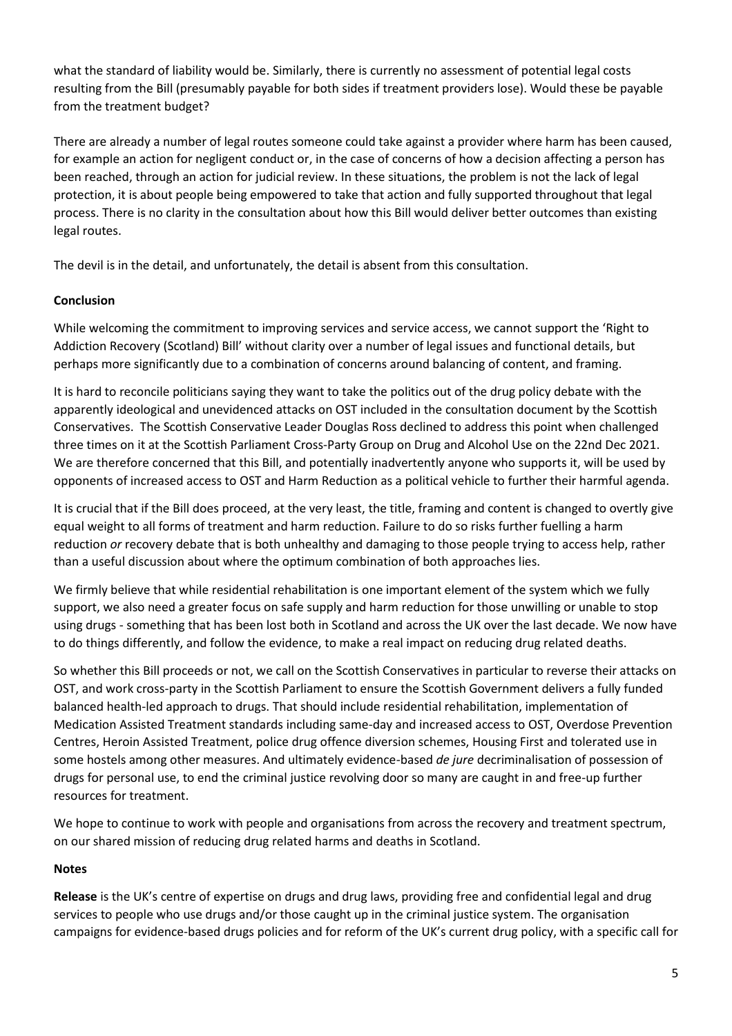what the standard of liability would be. Similarly, there is currently no assessment of potential legal costs resulting from the Bill (presumably payable for both sides if treatment providers lose). Would these be payable from the treatment budget?

There are already a number of legal routes someone could take against a provider where harm has been caused, for example an action for negligent conduct or, in the case of concerns of how a decision affecting a person has been reached, through an action for judicial review. In these situations, the problem is not the lack of legal protection, it is about people being empowered to take that action and fully supported throughout that legal process. There is no clarity in the consultation about how this Bill would deliver better outcomes than existing legal routes.

The devil is in the detail, and unfortunately, the detail is absent from this consultation.

**Conclusion**

While welcoming the commitment to improving services and service access, we cannot support the 'Right to Addiction Recovery (Scotland) Bill' without clarity over a number of legal issues and functional details, but perhaps more significantly due to a combination of concerns around balancing of content, and framing.

It is hard to reconcile politicians saying they want to take the politics out of the drug policy debate with the apparently ideological and unevidenced attacks on OST included in the consultation document by the Scottish Conservatives. The Scottish Conservative Leader Douglas Ross declined to address this point when challenged three times on it at the Scottish Parliament Cross-Party Group on Drug and Alcohol Use on the 22nd Dec 2021. We are therefore concerned that this Bill, and potentially inadvertently anyone who supports it, will be used by opponents of increased access to OST and Harm Reduction as a political vehicle to further their harmful agenda.

It is crucial that if the Bill does proceed, at the very least, the title, framing and content is changed to overtly give equal weight to all forms of treatment and harm reduction. Failure to do so risks further fuelling a harm reduction *or* recovery debate that is both unhealthy and damaging to those people trying to access help, rather than a useful discussion about where the optimum combination of both approaches lies.

We firmly believe that while residential rehabilitation is one important element of the system which we fully support, we also need a greater focus on safe supply and harm reduction for those unwilling or unable to stop using drugs - something that has been lost both in Scotland and across the UK over the last decade. We now have to do things differently, and follow the evidence, to make a real impact on reducing drug related deaths.

So whether this Bill proceeds or not, we call on the Scottish Conservatives in particular to reverse their attacks on OST, and work cross-party in the Scottish Parliament to ensure the Scottish Government delivers a fully funded balanced health-led approach to drugs. That should include residential rehabilitation, implementation of Medication Assisted Treatment standards including same-day and increased access to OST, Overdose Prevention Centres, Heroin Assisted Treatment, police drug offence diversion schemes, Housing First and tolerated use in some hostels among other measures. And ultimately evidence-based *de jure* decriminalisation of possession of drugs for personal use, to end the criminal justice revolving door so many are caught in and free-up further resources for treatment.

We hope to continue to work with people and organisations from across the recovery and treatment spectrum, on our shared mission of reducing drug related harms and deaths in Scotland.

**Notes**

**Release** is the UK's centre of expertise on drugs and drug laws, providing free and confidential legal and drug services to people who use drugs and/or those caught up in the criminal justice system. The organisation campaigns for evidence-based drugs policies and for reform of the UK's current drug policy, with a specific call for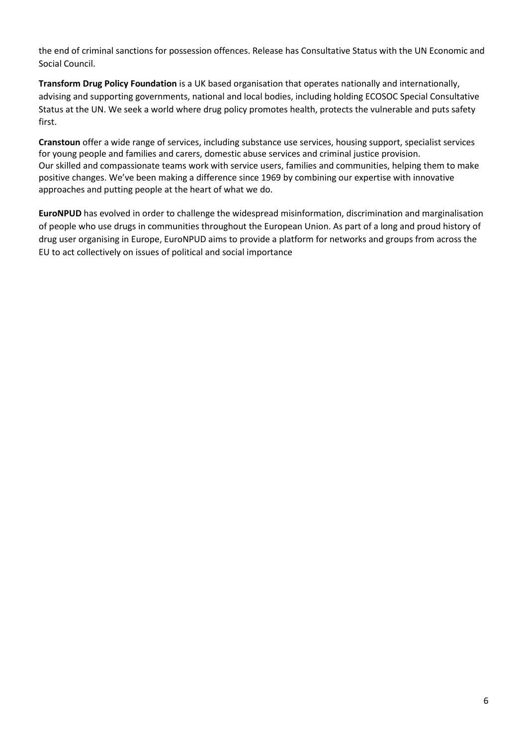the end of criminal sanctions for possession offences. Release has Consultative Status with the UN Economic and Social Council.

**Transform Drug Policy Foundation** is a UK based organisation that operates nationally and internationally, advising and supporting governments, national and local bodies, including holding ECOSOC Special Consultative Status at the UN. We seek a world where drug policy promotes health, protects the vulnerable and puts safety first.

**Cranstoun** offer a wide range of services, including substance use services, housing support, specialist services for young people and families and carers, domestic abuse services and criminal justice provision. Our skilled and compassionate teams work with service users, families and communities, helping them to make positive changes. We've been making a difference since 1969 by combining our expertise with innovative approaches and putting people at the heart of what we do.

**EuroNPUD** has evolved in order to challenge the widespread misinformation, discrimination and marginalisation of people who use drugs in communities throughout the European Union. As part of a long and proud history of drug user organising in Europe, EuroNPUD aims to provide a platform for networks and groups from across the EU to act collectively on issues of political and social importance